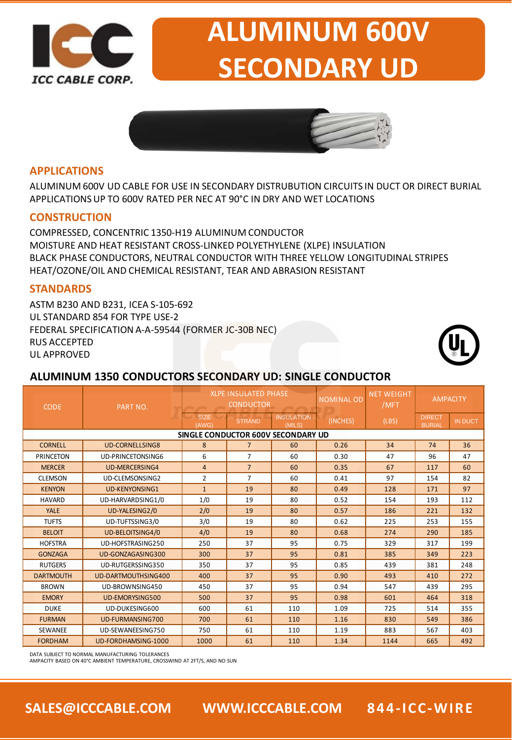# ALUMINUM 600V SECONDARY UD

ICC CABLE CORP.

## APPLICATIONS

ALUMINUM 600V UD CABLE FOR USE IN SECONDARY DISTRUBUTION CIRCUITS IN DUCT OR DIRECT BURIAL APPLICATIONS UP TO 600V RATED PER NEC AT 90°C IN DRY AND WET LOCATIONS

## CONSTRUCTION

COMPRESSED, CONCENTRIC 1350-H19 ALUMINUM CONDUCTOR
MOISTURE AND HEAT RESISTANT CROSS-LINKED POLYETHYLENE (XLPE) INSULATION
BLACK PHASE CONDUCTORS, NEUTRAL CONDUCTOR WITH THREE YELLOW LONGITUDINAL STRIPES
HEAT/OZONE/OIL AND CHEMICAL RESISTANT, TEAR AND ABRASION RESISTANT

## STANDARDS

ASTM B230 AND B231, ICEA S-105-692
UL STANDARD 854 FOR TYPE USE-2
FEDERAL SPECIFICATION A-A-59544 (FORMER JC-30B NEC)
RUS ACCEPTED
UL APPROVED

## ALUMINUM 1350 CONDUCTORS SECONDARY UD: SINGLE CONDUCTOR

| CODE | PART NO. | XLPE INSULATED PHASE CONDUCTOR | | | NOMINAL OD | NET WEIGHT /MFT | AMPACITY | |
|---|---|---|---|---|---|---|---|---|
| | | SIZE (AWG) | STRAND | INSULATION (MILS) | (INCHES) | (LBS) | DIRECT BURIAL | IN DUCT |
| **SINGLE CONDUCTOR 600V SECONDARY UD** | | | | | | | | |
| CORNELL | UD-CORNELLSING8 | 8 | 7 | 60 | 0.26 | 34 | 74 | 36 |
| PRINCETON | UD-PRINCETONSING6 | 6 | 7 | 60 | 0.30 | 47 | 96 | 47 |
| MERCER | UD-MERCERSING4 | 4 | 7 | 60 | 0.35 | 67 | 117 | 60 |
| CLEMSON | UD-CLEMSONSING2 | 2 | 7 | 60 | 0.41 | 97 | 154 | 82 |
| KENYON | UD-KENYONSING1 | 1 | 19 | 80 | 0.49 | 128 | 171 | 97 |
| HAVARD | UD-HARVARDSING1/0 | 1/0 | 19 | 80 | 0.52 | 154 | 193 | 112 |
| YALE | UD-YALESING2/0 | 2/0 | 19 | 80 | 0.57 | 186 | 221 | 132 |
| TUFTS | UD-TUFTSSING3/0 | 3/0 | 19 | 80 | 0.62 | 225 | 253 | 155 |
| BELOIT | UD-BELOITSING4/0 | 4/0 | 19 | 80 | 0.68 | 274 | 290 | 185 |
| HOFSTRA | UD-HOFSTRASING250 | 250 | 37 | 95 | 0.75 | 329 | 317 | 199 |
| GONZAGA | UD-GONZAGASING300 | 300 | 37 | 95 | 0.81 | 385 | 349 | 223 |
| RUTGERS | UD-RUTGERSSING350 | 350 | 37 | 95 | 0.85 | 439 | 381 | 248 |
| DARTMOUTH | UD-DARTMOUTHSING400 | 400 | 37 | 95 | 0.90 | 493 | 410 | 272 |
| BROWN | UD-BROWNSING450 | 450 | 37 | 95 | 0.94 | 547 | 439 | 295 |
| EMORY | UD-EMORYSING500 | 500 | 37 | 95 | 0.98 | 601 | 464 | 318 |
| DUKE | UD-DUKESING600 | 600 | 61 | 110 | 1.09 | 725 | 514 | 355 |
| FURMAN | UD-FURMANSING700 | 700 | 61 | 110 | 1.16 | 830 | 549 | 386 |
| SEWANEE | UD-SEWANEESING750 | 750 | 61 | 110 | 1.19 | 883 | 567 | 403 |
| FORDHAM | UD-FORDHAMSING-1000 | 1000 | 61 | 110 | 1.34 | 1144 | 665 | 492 |

DATA SUBJECT TO NORMAL MANUFACTURING TOLERANCES
AMPACITY BASED ON 40°C AMBIENT TEMPERATURE, CROSSWIND AT 2FT/S, AND NO SUN

SALES@ICCCABLE.COM WWW.ICCCABLE.COM 844-ICC-WIRE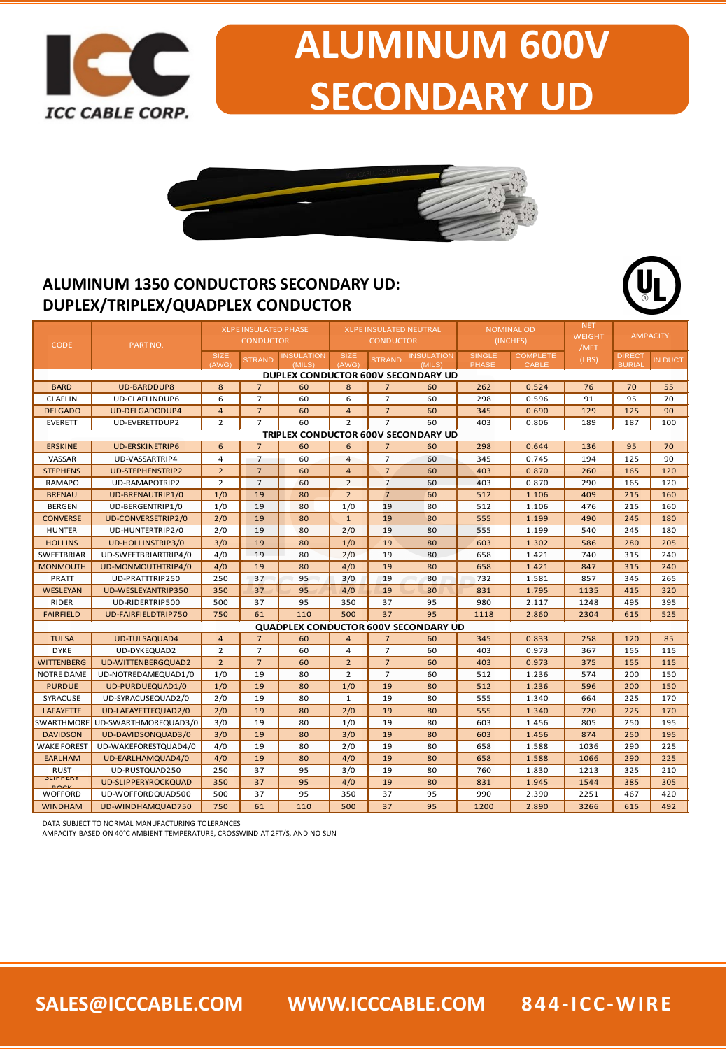# ALUMINUM 600V SECONDARY UD

## ALUMINUM 1350 CONDUCTORS SECONDARY UD: DUPLEX/TRIPLEX/QUADPLEX CONDUCTOR

| CODE | PART NO. | XLPE INSULATED PHASE CONDUCTOR | | | XLPE INSULATED NEUTRAL CONDUCTOR | | | NOMINAL OD (INCHES) | | NET WEIGHT /MFT | AMPACITY | |
|---|---|---|---|---|---|---|---|---|---|---|---|---|
| | | SIZE (AWG) | STRAND | INSULATION (MILS) | SIZE (AWG) | STRAND | INSULATION (MILS) | SINGLE PHASE | COMPLETE CABLE | (LBS) | DIRECT BURIAL | IN DUCT |
| **DUPLEX CONDUCTOR 600V SECONDARY UD** | | | | | | | | | | | | |
| BARD | UD-BARDDUP8 | 8 | 7 | 60 | 8 | 7 | 60 | 262 | 0.524 | 76 | 70 | 55 |
| CLAFLIN | UD-CLAFLINDUP6 | 6 | 7 | 60 | 6 | 7 | 60 | 298 | 0.596 | 91 | 95 | 70 |
| DELGADO | UD-DELGADODUP4 | 4 | 7 | 60 | 4 | 7 | 60 | 345 | 0.690 | 129 | 125 | 90 |
| EVERETT | UD-EVERETTDUP2 | 2 | 7 | 60 | 2 | 7 | 60 | 403 | 0.806 | 189 | 187 | 100 |
| **TRIPLEX CONDUCTOR 600V SECONDARY UD** | | | | | | | | | | | | |
| ERSKINE | UD-ERSKINETRIP6 | 6 | 7 | 60 | 6 | 7 | 60 | 298 | 0.644 | 136 | 95 | 70 |
| VASSAR | UD-VASSARTRIP4 | 4 | 7 | 60 | 4 | 7 | 60 | 345 | 0.745 | 194 | 125 | 90 |
| STEPHENS | UD-STEPHENSTRIP2 | 2 | 7 | 60 | 4 | 7 | 60 | 403 | 0.870 | 260 | 165 | 120 |
| RAMAPO | UD-RAMAPOTRIP2 | 2 | 7 | 60 | 2 | 7 | 60 | 403 | 0.870 | 290 | 165 | 120 |
| BRENAU | UD-BRENAUTRIP1/0 | 1/0 | 19 | 80 | 2 | 7 | 60 | 512 | 1.106 | 409 | 215 | 160 |
| BERGEN | UD-BERGENTRIP1/0 | 1/0 | 19 | 80 | 1/0 | 19 | 80 | 512 | 1.106 | 476 | 215 | 160 |
| CONVERSE | UD-CONVERSETRIP2/0 | 2/0 | 19 | 80 | 1 | 19 | 80 | 555 | 1.199 | 490 | 245 | 180 |
| HUNTER | UD-HUNTERTRIP2/0 | 2/0 | 19 | 80 | 2/0 | 19 | 80 | 555 | 1.199 | 540 | 245 | 180 |
| HOLLINS | UD-HOLLINSTRIP3/0 | 3/0 | 19 | 80 | 1/0 | 19 | 80 | 603 | 1.302 | 586 | 280 | 205 |
| SWEETBRIAR | UD-SWEETBRIARTRIP4/0 | 4/0 | 19 | 80 | 2/0 | 19 | 80 | 658 | 1.421 | 740 | 315 | 240 |
| MONMOUTH | UD-MONMOUTHTRIP4/0 | 4/0 | 19 | 80 | 4/0 | 19 | 80 | 658 | 1.421 | 847 | 315 | 240 |
| PRATT | UD-PRATTTRIP250 | 250 | 37 | 95 | 3/0 | 19 | 80 | 732 | 1.581 | 857 | 345 | 265 |
| WESLEYAN | UD-WESLEYANTRIP350 | 350 | 37 | 95 | 4/0 | 19 | 80 | 831 | 1.795 | 1135 | 415 | 320 |
| RIDER | UD-RIDERTRIP500 | 500 | 37 | 95 | 350 | 37 | 95 | 980 | 2.117 | 1248 | 495 | 395 |
| FAIRFIELD | UD-FAIRFIELDTRIP750 | 750 | 61 | 110 | 500 | 37 | 95 | 1118 | 2.860 | 2304 | 615 | 525 |
| **QUADPLEX CONDUCTOR 600V SECONDARY UD** | | | | | | | | | | | | |
| TULSA | UD-TULSAQUAD4 | 4 | 7 | 60 | 4 | 7 | 60 | 345 | 0.833 | 258 | 120 | 85 |
| DYKE | UD-DYKEQUAD2 | 2 | 7 | 60 | 4 | 7 | 60 | 403 | 0.973 | 367 | 155 | 115 |
| WITTENBERG | UD-WITTENBERGQUAD2 | 2 | 7 | 60 | 2 | 7 | 60 | 403 | 0.973 | 375 | 155 | 115 |
| NOTRE DAME | UD-NOTREDAMEQUAD1/0 | 1/0 | 19 | 80 | 2 | 7 | 60 | 512 | 1.236 | 574 | 200 | 150 |
| PURDUE | UD-PURDUEQUAD1/0 | 1/0 | 19 | 80 | 1/0 | 19 | 80 | 512 | 1.236 | 596 | 200 | 150 |
| SYRACUSE | UD-SYRACUSEQUAD2/0 | 2/0 | 19 | 80 | 1 | 19 | 80 | 555 | 1.340 | 664 | 225 | 170 |
| LAFAYETTE | UD-LAFAYETTEQUAD2/0 | 2/0 | 19 | 80 | 2/0 | 19 | 80 | 555 | 1.340 | 720 | 225 | 170 |
| SWARTHMORE | UD-SWARTHMOREQUAD3/0 | 3/0 | 19 | 80 | 1/0 | 19 | 80 | 603 | 1.456 | 805 | 250 | 195 |
| DAVIDSON | UD-DAVIDSONQUAD3/0 | 3/0 | 19 | 80 | 3/0 | 19 | 80 | 603 | 1.456 | 874 | 250 | 195 |
| WAKE FOREST | UD-WAKEFORESTQUAD4/0 | 4/0 | 19 | 80 | 2/0 | 19 | 80 | 658 | 1.588 | 1036 | 290 | 225 |
| EARLHAM | UD-EARLHAMQUAD4/0 | 4/0 | 19 | 80 | 4/0 | 19 | 80 | 658 | 1.588 | 1066 | 290 | 225 |
| RUST | UD-RUSTQUAD250 | 250 | 37 | 95 | 3/0 | 19 | 80 | 760 | 1.830 | 1213 | 325 | 210 |
| SLIPPERY ROCK | UD-SLIPPERYROCKQUAD | 350 | 37 | 95 | 4/0 | 19 | 80 | 831 | 1.945 | 1544 | 385 | 305 |
| WOFFORD | UD-WOFFORDQUAD500 | 500 | 37 | 95 | 350 | 37 | 95 | 990 | 2.390 | 2251 | 467 | 420 |
| WINDHAM | UD-WINDHAMQUAD750 | 750 | 61 | 110 | 500 | 37 | 95 | 1200 | 2.890 | 3266 | 615 | 492 |

DATA SUBJECT TO NORMAL MANUFACTURING TOLERANCES
AMPACITY BASED ON 40°C AMBIENT TEMPERATURE, CROSSWIND AT 2FT/S, AND NO SUN

SALES@ICCCABLE.COM WWW.ICCCABLE.COM 844-ICC-WIRE